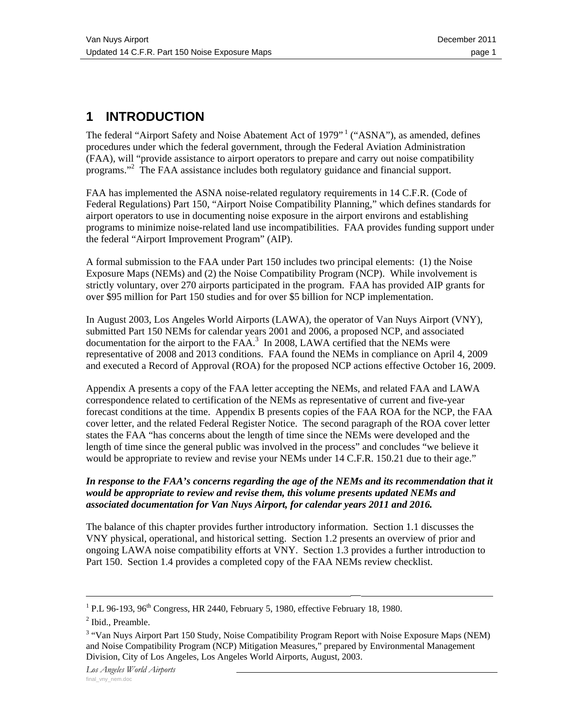# 1 INTRODUCTION

The federal "Airport Safety and Noise Abatement Act of 1979" [1] ("ASNA"), as amended, defines procedures under which the federal government, through the Federal Aviation Administration (FAA), will "provide assistance to airport operators to prepare and carry out noise compatibility programs."[2] The FAA assistance includes both regulatory guidance and financial support.

FAA has implemented the ASNA noise-related regulatory requirements in 14 C.F.R. (Code of Federal Regulations) Part 150, "Airport Noise Compatibility Planning," which defines standards for airport operators to use in documenting noise exposure in the airport environs and establishing programs to minimize noise-related land use incompatibilities. FAA provides funding support under the federal "Airport Improvement Program" (AIP).

A formal submission to the FAA under Part 150 includes two principal elements: (1) the Noise Exposure Maps (NEMs) and (2) the Noise Compatibility Program (NCP). While involvement is strictly voluntary, over 270 airports participated in the program. FAA has provided AIP grants for over $95 million for Part 150 studies and for over $5 billion for NCP implementation.

In August 2003, Los Angeles World Airports (LAWA), the operator of Van Nuys Airport (VNY), submitted Part 150 NEMs for calendar years 2001 and 2006, a proposed NCP, and associated documentation for the airport to the FAA.[3] In 2008, LAWA certified that the NEMs were representative of 2008 and 2013 conditions. FAA found the NEMs in compliance on April 4, 2009 and executed a Record of Approval (ROA) for the proposed NCP actions effective October 16, 2009.

Appendix A presents a copy of the FAA letter accepting the NEMs, and related FAA and LAWA correspondence related to certification of the NEMs as representative of current and five-year forecast conditions at the time. Appendix B presents copies of the FAA ROA for the NCP, the FAA cover letter, and the related Federal Register Notice. The second paragraph of the ROA cover letter states the FAA "has concerns about the length of time since the NEMs were developed and the length of time since the general public was involved in the process" and concludes "we believe it would be appropriate to review and revise your NEMs under 14 C.F.R. 150.21 due to their age."

***In response to the FAA's concerns regarding the age of the NEMs and its recommendation that it would be appropriate to review and revise them, this volume presents updated NEMs and associated documentation for Van Nuys Airport, for calendar years 2011 and 2016.***

The balance of this chapter provides further introductory information. Section 1.1 discusses the VNY physical, operational, and historical setting. Section 1.2 presents an overview of prior and ongoing LAWA noise compatibility efforts at VNY. Section 1.3 provides a further introduction to Part 150. Section 1.4 provides a completed copy of the FAA NEMs review checklist.

---

[1] P.L 96-193, 96th Congress, HR 2440, February 5, 1980, effective February 18, 1980.

[2] Ibid., Preamble.

[3] "Van Nuys Airport Part 150 Study, Noise Compatibility Program Report with Noise Exposure Maps (NEM) and Noise Compatibility Program (NCP) Mitigation Measures," prepared by Environmental Management Division, City of Los Angeles, Los Angeles World Airports, August, 2003.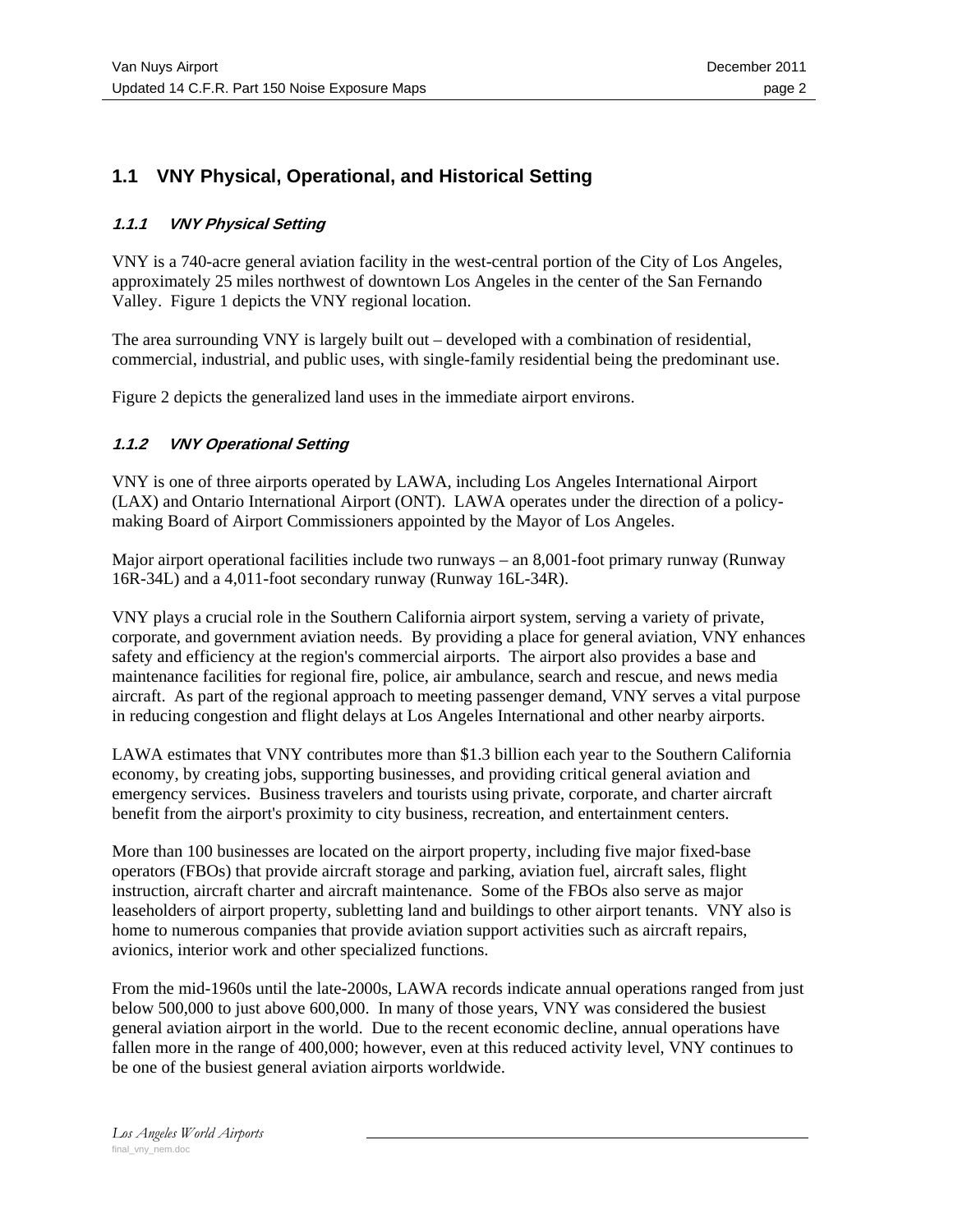## 1.1 VNY Physical, Operational, and Historical Setting

### *1.1.1 VNY Physical Setting*

VNY is a 740-acre general aviation facility in the west-central portion of the City of Los Angeles, approximately 25 miles northwest of downtown Los Angeles in the center of the San Fernando Valley. Figure 1 depicts the VNY regional location.

The area surrounding VNY is largely built out – developed with a combination of residential, commercial, industrial, and public uses, with single-family residential being the predominant use.

Figure 2 depicts the generalized land uses in the immediate airport environs.

### *1.1.2 VNY Operational Setting*

VNY is one of three airports operated by LAWA, including Los Angeles International Airport (LAX) and Ontario International Airport (ONT). LAWA operates under the direction of a policy-making Board of Airport Commissioners appointed by the Mayor of Los Angeles.

Major airport operational facilities include two runways – an 8,001-foot primary runway (Runway 16R-34L) and a 4,011-foot secondary runway (Runway 16L-34R).

VNY plays a crucial role in the Southern California airport system, serving a variety of private, corporate, and government aviation needs. By providing a place for general aviation, VNY enhances safety and efficiency at the region's commercial airports. The airport also provides a base and maintenance facilities for regional fire, police, air ambulance, search and rescue, and news media aircraft. As part of the regional approach to meeting passenger demand, VNY serves a vital purpose in reducing congestion and flight delays at Los Angeles International and other nearby airports.

LAWA estimates that VNY contributes more than $1.3 billion each year to the Southern California economy, by creating jobs, supporting businesses, and providing critical general aviation and emergency services. Business travelers and tourists using private, corporate, and charter aircraft benefit from the airport's proximity to city business, recreation, and entertainment centers.

More than 100 businesses are located on the airport property, including five major fixed-base operators (FBOs) that provide aircraft storage and parking, aviation fuel, aircraft sales, flight instruction, aircraft charter and aircraft maintenance. Some of the FBOs also serve as major leaseholders of airport property, subletting land and buildings to other airport tenants. VNY also is home to numerous companies that provide aviation support activities such as aircraft repairs, avionics, interior work and other specialized functions.

From the mid-1960s until the late-2000s, LAWA records indicate annual operations ranged from just below 500,000 to just above 600,000. In many of those years, VNY was considered the busiest general aviation airport in the world. Due to the recent economic decline, annual operations have fallen more in the range of 400,000; however, even at this reduced activity level, VNY continues to be one of the busiest general aviation airports worldwide.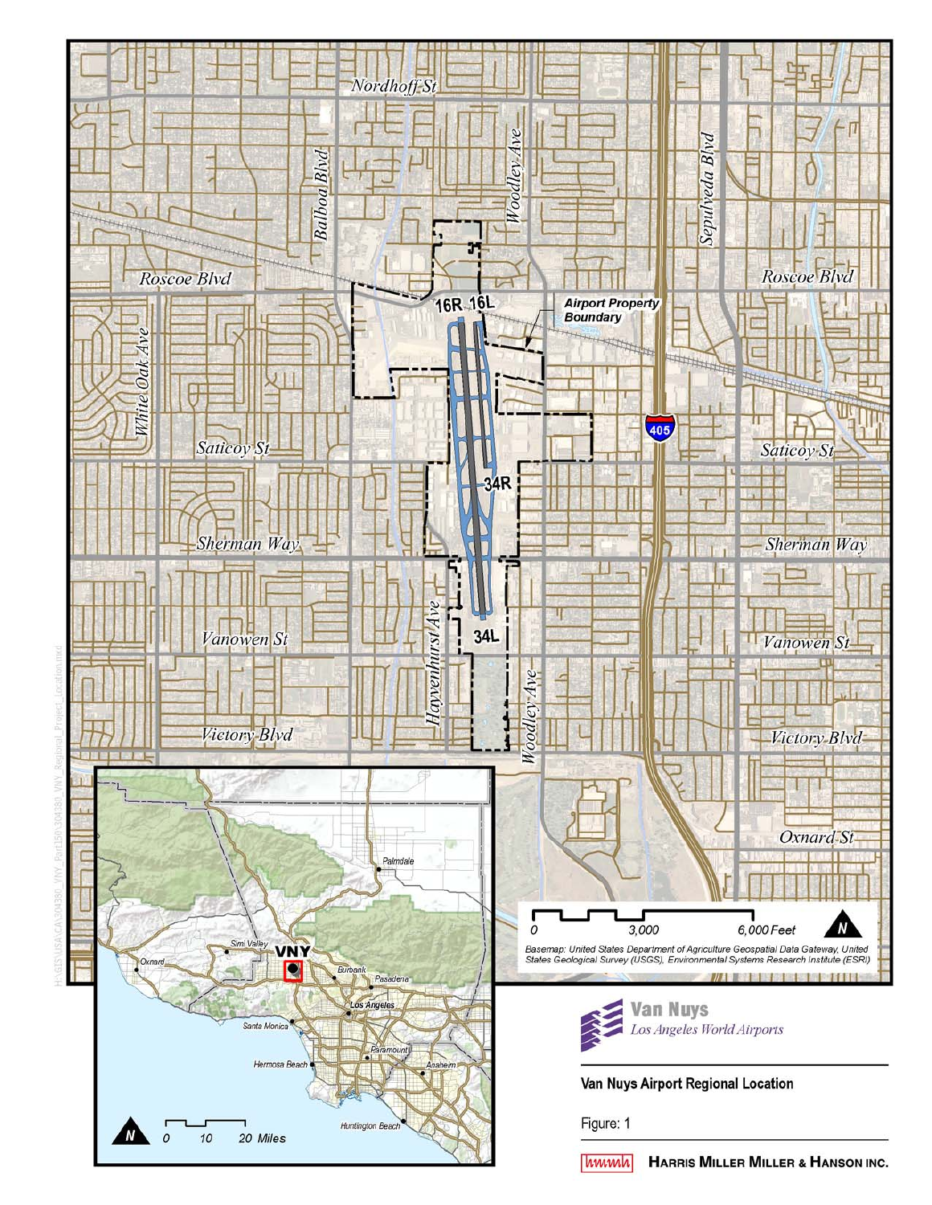Van Nuys
Los Angeles World Airports

Van Nuys Airport Regional Location

Figure: 1

HARRIS MILLER MILLER & HANSON INC.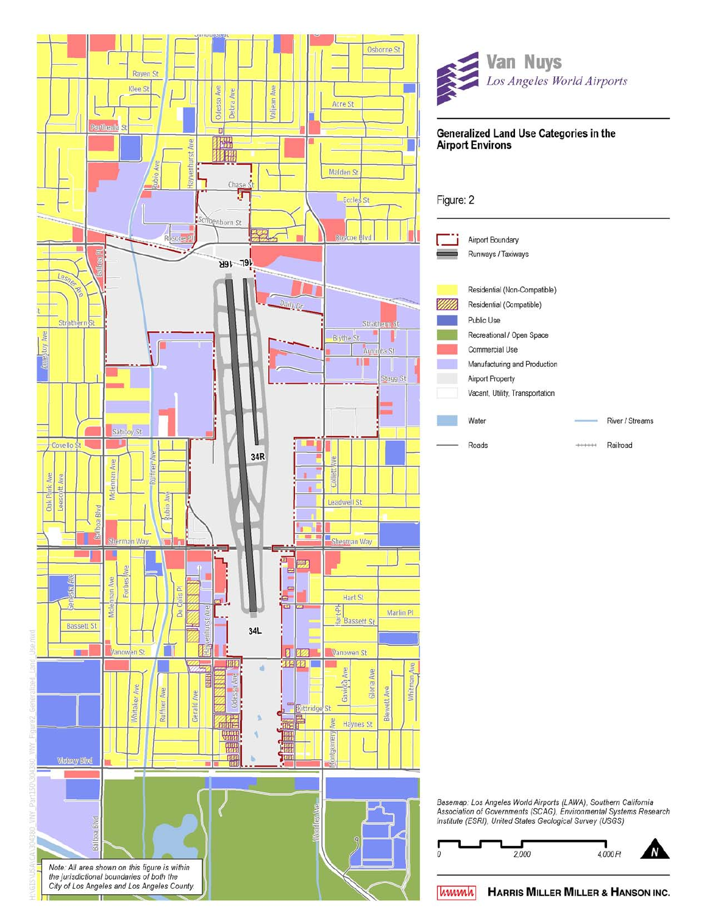**Van Nuys**
*Los Angeles World Airports*

## Generalized Land Use Categories in the Airport Environs

Figure: 2

- Airport Boundary
- Runways / Taxiways
- Residential (Non-Compatible)
- Residential (Compatible)
- Public Use
- Recreational / Open Space
- Commercial Use
- Manufacturing and Production
- Airport Property
- Vacant, Utility, Transportation
- Water
- River / Streams
- Roads
- Railroad

*Note: All area shown on this figure is within the jurisdictional boundaries of both the City of Los Angeles and Los Angeles County*

*Basemap: Los Angeles World Airports (LAWA), Southern California Association of Governments (SCAG), Environmental Systems Research Institute (ESRI), United States Geological Survey (USGS)*

0 — 2,000 — 4,000 Ft

N

HARRIS MILLER MILLER & HANSON INC.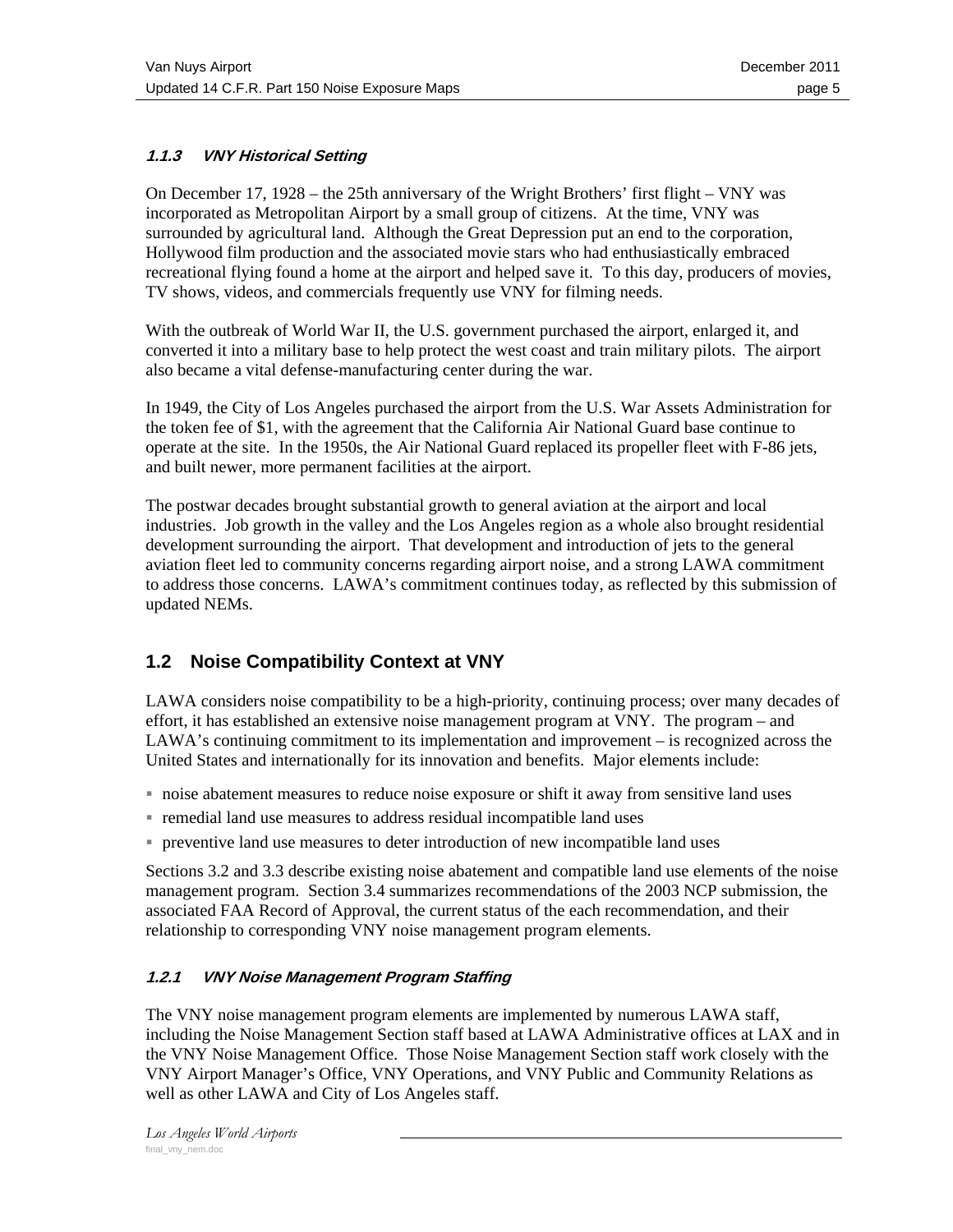### 1.1.3 VNY Historical Setting

On December 17, 1928 – the 25th anniversary of the Wright Brothers' first flight – VNY was incorporated as Metropolitan Airport by a small group of citizens. At the time, VNY was surrounded by agricultural land. Although the Great Depression put an end to the corporation, Hollywood film production and the associated movie stars who had enthusiastically embraced recreational flying found a home at the airport and helped save it. To this day, producers of movies, TV shows, videos, and commercials frequently use VNY for filming needs.

With the outbreak of World War II, the U.S. government purchased the airport, enlarged it, and converted it into a military base to help protect the west coast and train military pilots. The airport also became a vital defense-manufacturing center during the war.

In 1949, the City of Los Angeles purchased the airport from the U.S. War Assets Administration for the token fee of $1, with the agreement that the California Air National Guard base continue to operate at the site. In the 1950s, the Air National Guard replaced its propeller fleet with F-86 jets, and built newer, more permanent facilities at the airport.

The postwar decades brought substantial growth to general aviation at the airport and local industries. Job growth in the valley and the Los Angeles region as a whole also brought residential development surrounding the airport. That development and introduction of jets to the general aviation fleet led to community concerns regarding airport noise, and a strong LAWA commitment to address those concerns. LAWA's commitment continues today, as reflected by this submission of updated NEMs.

## 1.2 Noise Compatibility Context at VNY

LAWA considers noise compatibility to be a high-priority, continuing process; over many decades of effort, it has established an extensive noise management program at VNY. The program – and LAWA's continuing commitment to its implementation and improvement – is recognized across the United States and internationally for its innovation and benefits. Major elements include:

- noise abatement measures to reduce noise exposure or shift it away from sensitive land uses
- remedial land use measures to address residual incompatible land uses
- preventive land use measures to deter introduction of new incompatible land uses

Sections 3.2 and 3.3 describe existing noise abatement and compatible land use elements of the noise management program. Section 3.4 summarizes recommendations of the 2003 NCP submission, the associated FAA Record of Approval, the current status of the each recommendation, and their relationship to corresponding VNY noise management program elements.

### 1.2.1 VNY Noise Management Program Staffing

The VNY noise management program elements are implemented by numerous LAWA staff, including the Noise Management Section staff based at LAWA Administrative offices at LAX and in the VNY Noise Management Office. Those Noise Management Section staff work closely with the VNY Airport Manager's Office, VNY Operations, and VNY Public and Community Relations as well as other LAWA and City of Los Angeles staff.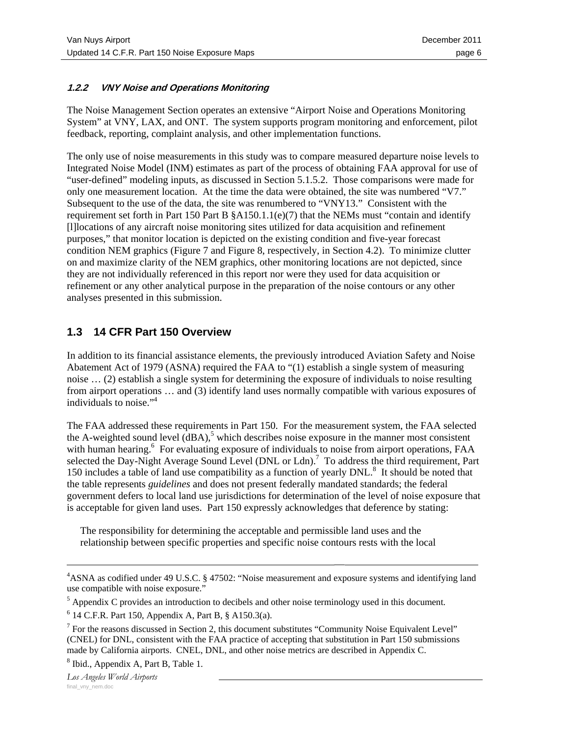#### 1.2.2 VNY Noise and Operations Monitoring

The Noise Management Section operates an extensive "Airport Noise and Operations Monitoring System" at VNY, LAX, and ONT. The system supports program monitoring and enforcement, pilot feedback, reporting, complaint analysis, and other implementation functions.

The only use of noise measurements in this study was to compare measured departure noise levels to Integrated Noise Model (INM) estimates as part of the process of obtaining FAA approval for use of "user-defined" modeling inputs, as discussed in Section 5.1.5.2. Those comparisons were made for only one measurement location. At the time the data were obtained, the site was numbered "V7." Subsequent to the use of the data, the site was renumbered to "VNY13." Consistent with the requirement set forth in Part 150 Part B §A150.1.1(e)(7) that the NEMs must "contain and identify [l]locations of any aircraft noise monitoring sites utilized for data acquisition and refinement purposes," that monitor location is depicted on the existing condition and five-year forecast condition NEM graphics (Figure 7 and Figure 8, respectively, in Section 4.2). To minimize clutter on and maximize clarity of the NEM graphics, other monitoring locations are not depicted, since they are not individually referenced in this report nor were they used for data acquisition or refinement or any other analytical purpose in the preparation of the noise contours or any other analyses presented in this submission.

## 1.3 14 CFR Part 150 Overview

In addition to its financial assistance elements, the previously introduced Aviation Safety and Noise Abatement Act of 1979 (ASNA) required the FAA to "(1) establish a single system of measuring noise … (2) establish a single system for determining the exposure of individuals to noise resulting from airport operations … and (3) identify land uses normally compatible with various exposures of individuals to noise."[4]

The FAA addressed these requirements in Part 150. For the measurement system, the FAA selected the A-weighted sound level (dBA),[5] which describes noise exposure in the manner most consistent with human hearing.[6] For evaluating exposure of individuals to noise from airport operations, FAA selected the Day-Night Average Sound Level (DNL or Ldn).[7] To address the third requirement, Part 150 includes a table of land use compatibility as a function of yearly DNL.[8] It should be noted that the table represents *guidelines* and does not present federally mandated standards; the federal government defers to local land use jurisdictions for determination of the level of noise exposure that is acceptable for given land uses. Part 150 expressly acknowledges that deference by stating:

> The responsibility for determining the acceptable and permissible land uses and the relationship between specific properties and specific noise contours rests with the local

---

[4] ASNA as codified under 49 U.S.C. § 47502: "Noise measurement and exposure systems and identifying land use compatible with noise exposure."

[5] Appendix C provides an introduction to decibels and other noise terminology used in this document.

[6] 14 C.F.R. Part 150, Appendix A, Part B, § A150.3(a).

[7] For the reasons discussed in Section 2, this document substitutes "Community Noise Equivalent Level" (CNEL) for DNL, consistent with the FAA practice of accepting that substitution in Part 150 submissions made by California airports. CNEL, DNL, and other noise metrics are described in Appendix C.

[8] Ibid., Appendix A, Part B, Table 1.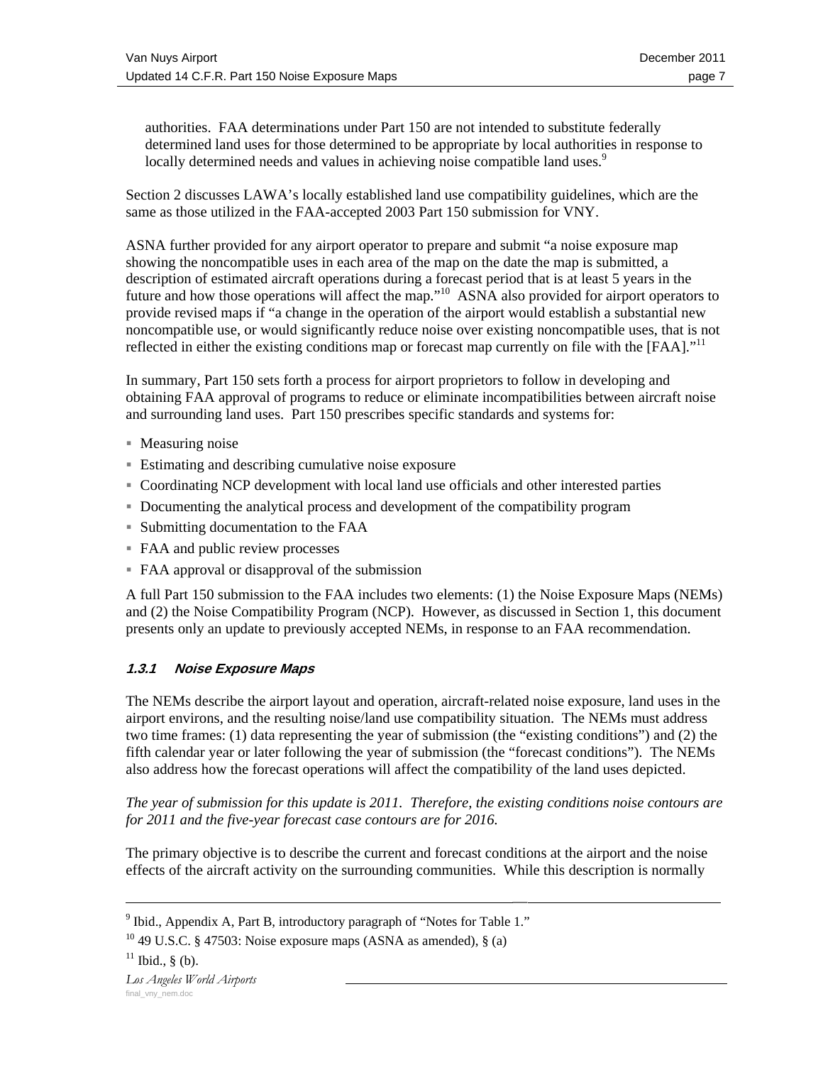authorities. FAA determinations under Part 150 are not intended to substitute federally determined land uses for those determined to be appropriate by local authorities in response to locally determined needs and values in achieving noise compatible land uses.[9]

Section 2 discusses LAWA's locally established land use compatibility guidelines, which are the same as those utilized in the FAA-accepted 2003 Part 150 submission for VNY.

ASNA further provided for any airport operator to prepare and submit "a noise exposure map showing the noncompatible uses in each area of the map on the date the map is submitted, a description of estimated aircraft operations during a forecast period that is at least 5 years in the future and how those operations will affect the map."[10] ASNA also provided for airport operators to provide revised maps if "a change in the operation of the airport would establish a substantial new noncompatible use, or would significantly reduce noise over existing noncompatible uses, that is not reflected in either the existing conditions map or forecast map currently on file with the [FAA]."[11]

In summary, Part 150 sets forth a process for airport proprietors to follow in developing and obtaining FAA approval of programs to reduce or eliminate incompatibilities between aircraft noise and surrounding land uses. Part 150 prescribes specific standards and systems for:

- Measuring noise
- Estimating and describing cumulative noise exposure
- Coordinating NCP development with local land use officials and other interested parties
- Documenting the analytical process and development of the compatibility program
- Submitting documentation to the FAA
- FAA and public review processes
- FAA approval or disapproval of the submission

A full Part 150 submission to the FAA includes two elements: (1) the Noise Exposure Maps (NEMs) and (2) the Noise Compatibility Program (NCP). However, as discussed in Section 1, this document presents only an update to previously accepted NEMs, in response to an FAA recommendation.

### 1.3.1 Noise Exposure Maps

The NEMs describe the airport layout and operation, aircraft-related noise exposure, land uses in the airport environs, and the resulting noise/land use compatibility situation. The NEMs must address two time frames: (1) data representing the year of submission (the "existing conditions") and (2) the fifth calendar year or later following the year of submission (the "forecast conditions"). The NEMs also address how the forecast operations will affect the compatibility of the land uses depicted.

*The year of submission for this update is 2011. Therefore, the existing conditions noise contours are for 2011 and the five-year forecast case contours are for 2016.*

The primary objective is to describe the current and forecast conditions at the airport and the noise effects of the aircraft activity on the surrounding communities. While this description is normally

[9] Ibid., Appendix A, Part B, introductory paragraph of "Notes for Table 1."

[10] 49 U.S.C. § 47503: Noise exposure maps (ASNA as amended), § (a)

[11] Ibid., § (b).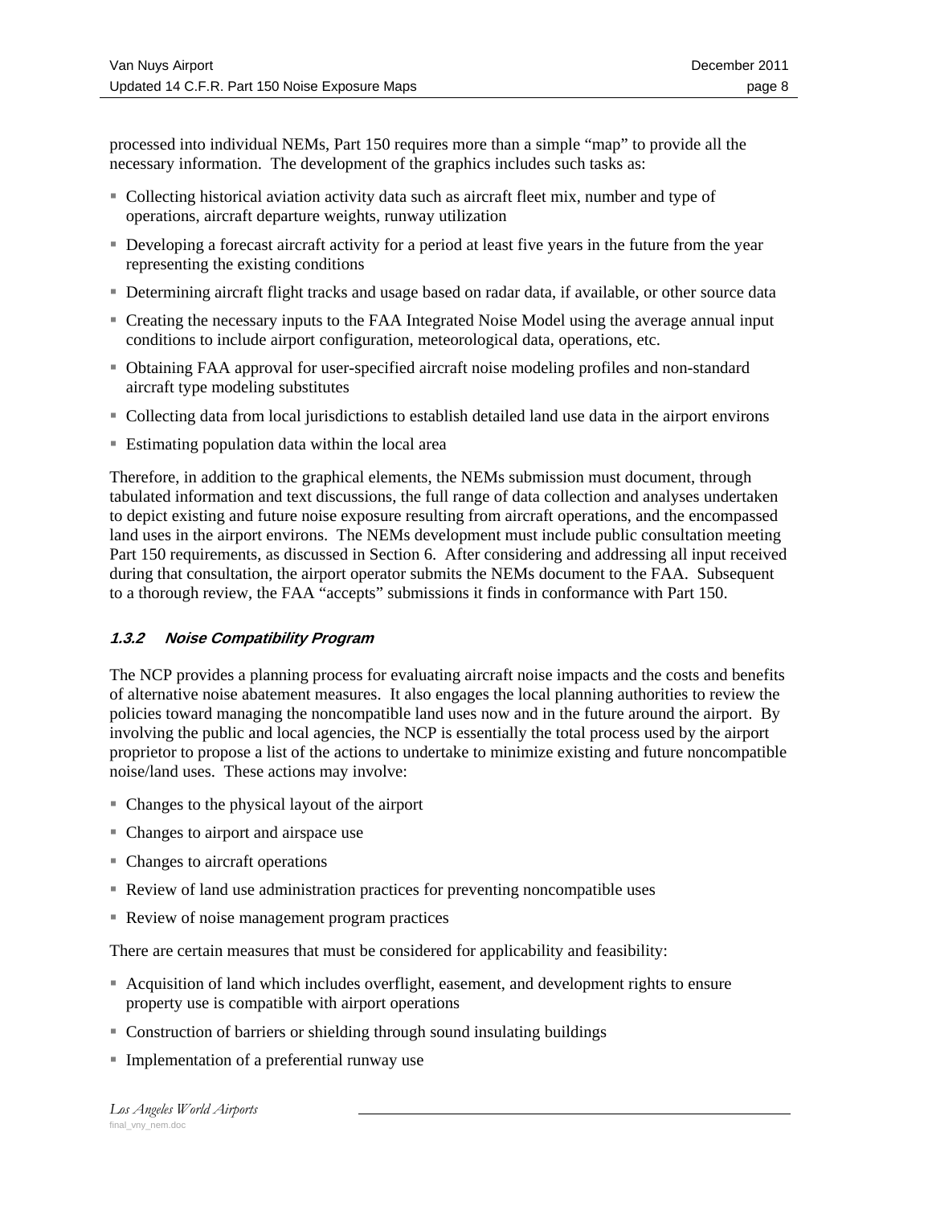processed into individual NEMs, Part 150 requires more than a simple "map" to provide all the necessary information. The development of the graphics includes such tasks as:

- Collecting historical aviation activity data such as aircraft fleet mix, number and type of operations, aircraft departure weights, runway utilization
- Developing a forecast aircraft activity for a period at least five years in the future from the year representing the existing conditions
- Determining aircraft flight tracks and usage based on radar data, if available, or other source data
- Creating the necessary inputs to the FAA Integrated Noise Model using the average annual input conditions to include airport configuration, meteorological data, operations, etc.
- Obtaining FAA approval for user-specified aircraft noise modeling profiles and non-standard aircraft type modeling substitutes
- Collecting data from local jurisdictions to establish detailed land use data in the airport environs
- Estimating population data within the local area

Therefore, in addition to the graphical elements, the NEMs submission must document, through tabulated information and text discussions, the full range of data collection and analyses undertaken to depict existing and future noise exposure resulting from aircraft operations, and the encompassed land uses in the airport environs. The NEMs development must include public consultation meeting Part 150 requirements, as discussed in Section 6. After considering and addressing all input received during that consultation, the airport operator submits the NEMs document to the FAA. Subsequent to a thorough review, the FAA "accepts" submissions it finds in conformance with Part 150.

### *1.3.2 Noise Compatibility Program*

The NCP provides a planning process for evaluating aircraft noise impacts and the costs and benefits of alternative noise abatement measures. It also engages the local planning authorities to review the policies toward managing the noncompatible land uses now and in the future around the airport. By involving the public and local agencies, the NCP is essentially the total process used by the airport proprietor to propose a list of the actions to undertake to minimize existing and future noncompatible noise/land uses. These actions may involve:

- Changes to the physical layout of the airport
- Changes to airport and airspace use
- Changes to aircraft operations
- Review of land use administration practices for preventing noncompatible uses
- Review of noise management program practices

There are certain measures that must be considered for applicability and feasibility:

- Acquisition of land which includes overflight, easement, and development rights to ensure property use is compatible with airport operations
- Construction of barriers or shielding through sound insulating buildings
- Implementation of a preferential runway use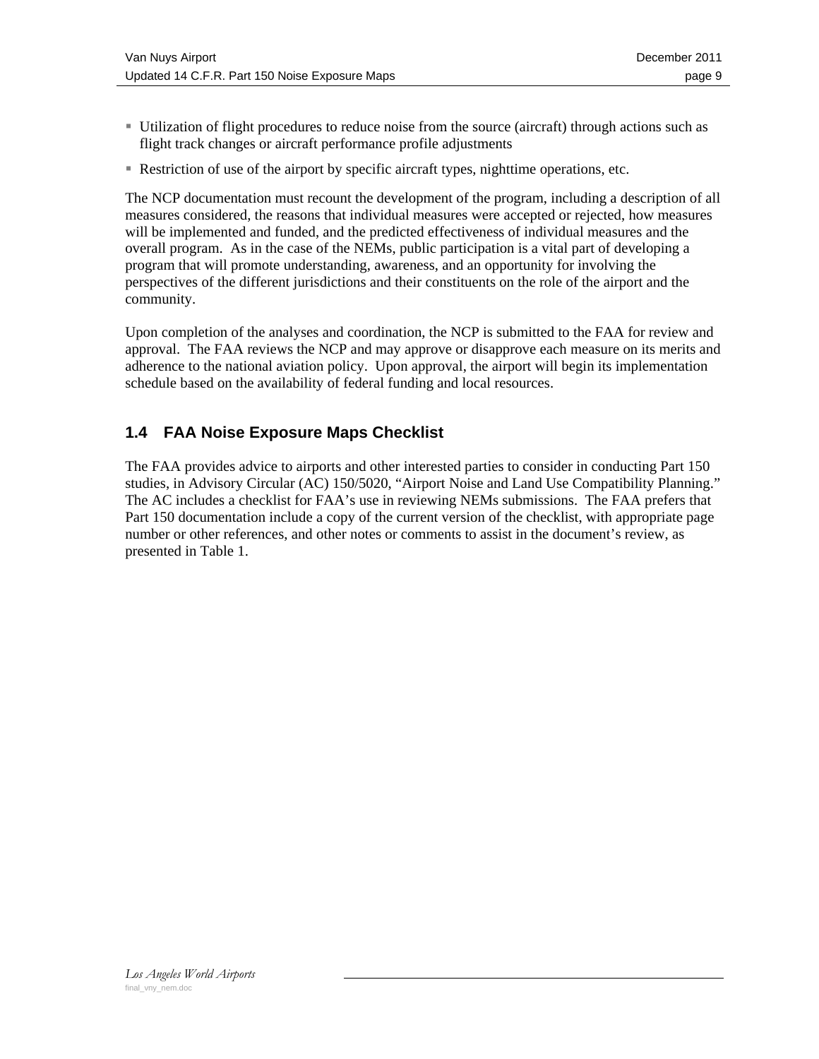- Utilization of flight procedures to reduce noise from the source (aircraft) through actions such as flight track changes or aircraft performance profile adjustments
- Restriction of use of the airport by specific aircraft types, nighttime operations, etc.

The NCP documentation must recount the development of the program, including a description of all measures considered, the reasons that individual measures were accepted or rejected, how measures will be implemented and funded, and the predicted effectiveness of individual measures and the overall program. As in the case of the NEMs, public participation is a vital part of developing a program that will promote understanding, awareness, and an opportunity for involving the perspectives of the different jurisdictions and their constituents on the role of the airport and the community.

Upon completion of the analyses and coordination, the NCP is submitted to the FAA for review and approval. The FAA reviews the NCP and may approve or disapprove each measure on its merits and adherence to the national aviation policy. Upon approval, the airport will begin its implementation schedule based on the availability of federal funding and local resources.

## 1.4 FAA Noise Exposure Maps Checklist

The FAA provides advice to airports and other interested parties to consider in conducting Part 150 studies, in Advisory Circular (AC) 150/5020, "Airport Noise and Land Use Compatibility Planning." The AC includes a checklist for FAA's use in reviewing NEMs submissions. The FAA prefers that Part 150 documentation include a copy of the current version of the checklist, with appropriate page number or other references, and other notes or comments to assist in the document's review, as presented in Table 1.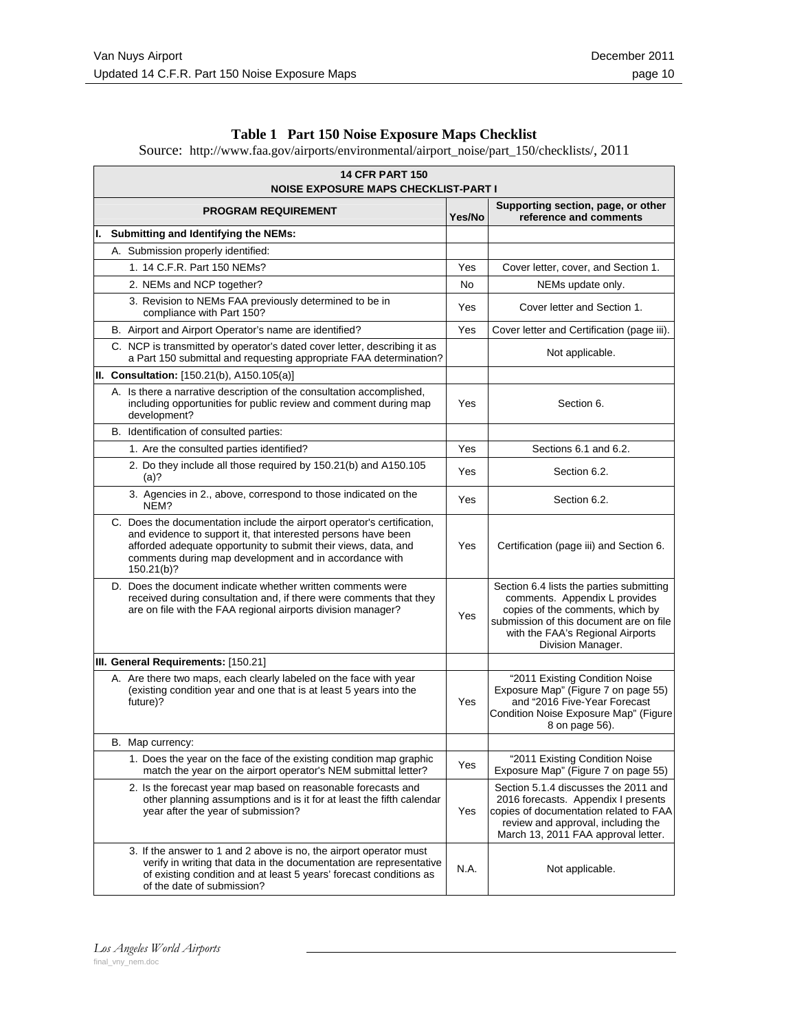**Table 1 Part 150 Noise Exposure Maps Checklist**

Source: http://www.faa.gov/airports/environmental/airport_noise/part_150/checklists/, 2011

| PROGRAM REQUIREMENT | Yes/No | Supporting section, page, or other reference and comments |
|---|---|---|
| **14 CFR PART 150 NOISE EXPOSURE MAPS CHECKLIST-PART I** | | |
| **I. Submitting and Identifying the NEMs:** | | |
| A. Submission properly identified: | | |
| 1. 14 C.F.R. Part 150 NEMs? | Yes | Cover letter, cover, and Section 1. |
| 2. NEMs and NCP together? | No | NEMs update only. |
| 3. Revision to NEMs FAA previously determined to be in compliance with Part 150? | Yes | Cover letter and Section 1. |
| B. Airport and Airport Operator's name are identified? | Yes | Cover letter and Certification (page iii). |
| C. NCP is transmitted by operator's dated cover letter, describing it as a Part 150 submittal and requesting appropriate FAA determination? | | Not applicable. |
| **II. Consultation:** [150.21(b), A150.105(a)] | | |
| A. Is there a narrative description of the consultation accomplished, including opportunities for public review and comment during map development? | Yes | Section 6. |
| B. Identification of consulted parties: | | |
| 1. Are the consulted parties identified? | Yes | Sections 6.1 and 6.2. |
| 2. Do they include all those required by 150.21(b) and A150.105 (a)? | Yes | Section 6.2. |
| 3. Agencies in 2., above, correspond to those indicated on the NEM? | Yes | Section 6.2. |
| C. Does the documentation include the airport operator's certification, and evidence to support it, that interested persons have been afforded adequate opportunity to submit their views, data, and comments during map development and in accordance with 150.21(b)? | Yes | Certification (page iii) and Section 6. |
| D. Does the document indicate whether written comments were received during consultation and, if there were comments that they are on file with the FAA regional airports division manager? | Yes | Section 6.4 lists the parties submitting comments. Appendix L provides copies of the comments, which by submission of this document are on file with the FAA's Regional Airports Division Manager. |
| **III. General Requirements:** [150.21] | | |
| A. Are there two maps, each clearly labeled on the face with year (existing condition year and one that is at least 5 years into the future)? | Yes | "2011 Existing Condition Noise Exposure Map" (Figure 7 on page 55) and "2016 Five-Year Forecast Condition Noise Exposure Map" (Figure 8 on page 56). |
| B. Map currency: | | |
| 1. Does the year on the face of the existing condition map graphic match the year on the airport operator's NEM submittal letter? | Yes | "2011 Existing Condition Noise Exposure Map" (Figure 7 on page 55) |
| 2. Is the forecast year map based on reasonable forecasts and other planning assumptions and is it for at least the fifth calendar year after the year of submission? | Yes | Section 5.1.4 discusses the 2011 and 2016 forecasts. Appendix I presents copies of documentation related to FAA review and approval, including the March 13, 2011 FAA approval letter. |
| 3. If the answer to 1 and 2 above is no, the airport operator must verify in writing that data in the documentation are representative of existing condition and at least 5 years' forecast conditions as of the date of submission? | N.A. | Not applicable. |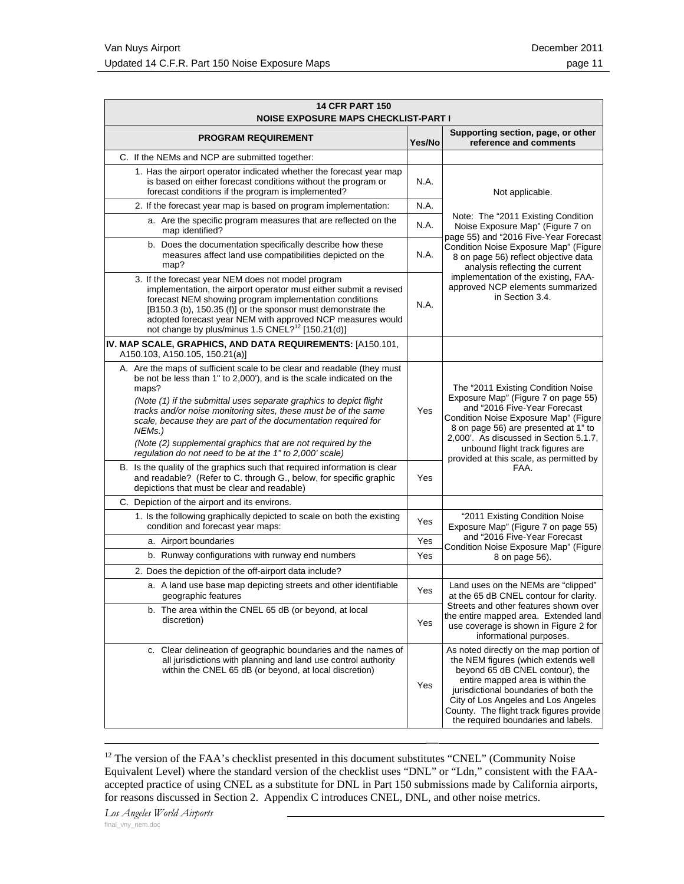| 14 CFR PART 150<br>NOISE EXPOSURE MAPS CHECKLIST-PART I | | |
|---|---|---|
| **PROGRAM REQUIREMENT** | **Yes/No** | **Supporting section, page, or other reference and comments** |
| C. If the NEMs and NCP are submitted together: | | |
| 1. Has the airport operator indicated whether the forecast year map is based on either forecast conditions without the program or forecast conditions if the program is implemented? | N.A. | Not applicable.<br><br>Note: The "2011 Existing Condition Noise Exposure Map" (Figure 7 on page 55) and "2016 Five-Year Forecast Condition Noise Exposure Map" (Figure 8 on page 56) reflect objective data analysis reflecting the current implementation of the existing, FAA-approved NCP elements summarized in Section 3.4. |
| 2. If the forecast year map is based on program implementation: | N.A. | |
| a. Are the specific program measures that are reflected on the map identified? | N.A. | |
| b. Does the documentation specifically describe how these measures affect land use compatibilities depicted on the map? | N.A. | |
| 3. If the forecast year NEM does not model program implementation, the airport operator must either submit a revised forecast NEM showing program implementation conditions [B150.3 (b), 150.35 (f)] or the sponsor must demonstrate the adopted forecast year NEM with approved NCP measures would not change by plus/minus 1.5 CNEL?[12] [150.21(d)] | N.A. | |
| **IV. MAP SCALE, GRAPHICS, AND DATA REQUIREMENTS:** [A150.101, A150.103, A150.105, 150.21(a)] | | |
| A. Are the maps of sufficient scale to be clear and readable (they must be not be less than 1" to 2,000'), and is the scale indicated on the maps?<br>*(Note (1) if the submittal uses separate graphics to depict flight tracks and/or noise monitoring sites, these must be of the same scale, because they are part of the documentation required for NEMs.)*<br>*(Note (2) supplemental graphics that are not required by the regulation do not need to be at the 1" to 2,000' scale)* | Yes | The "2011 Existing Condition Noise Exposure Map" (Figure 7 on page 55) and "2016 Five-Year Forecast Condition Noise Exposure Map" (Figure 8 on page 56) are presented at 1" to 2,000'. As discussed in Section 5.1.7, unbound flight track figures are provided at this scale, as permitted by FAA. |
| B. Is the quality of the graphics such that required information is clear and readable? (Refer to C. through G., below, for specific graphic depictions that must be clear and readable) | Yes | |
| C. Depiction of the airport and its environs. | | |
| 1. Is the following graphically depicted to scale on both the existing condition and forecast year maps: | Yes | "2011 Existing Condition Noise Exposure Map" (Figure 7 on page 55) and "2016 Five-Year Forecast Condition Noise Exposure Map" (Figure 8 on page 56). |
| a. Airport boundaries | Yes | |
| b. Runway configurations with runway end numbers | Yes | |
| 2. Does the depiction of the off-airport data include? | | |
| a. A land use base map depicting streets and other identifiable geographic features | Yes | Land uses on the NEMs are "clipped" at the 65 dB CNEL contour for clarity. Streets and other features shown over the entire mapped area. Extended land use coverage is shown in Figure 2 for informational purposes. |
| b. The area within the CNEL 65 dB (or beyond, at local discretion) | Yes | |
| c. Clear delineation of geographic boundaries and the names of all jurisdictions with planning and land use control authority within the CNEL 65 dB (or beyond, at local discretion) | Yes | As noted directly on the map portion of the NEM figures (which extends well beyond 65 dB CNEL contour), the entire mapped area is within the jurisdictional boundaries of both the City of Los Angeles and Los Angeles County. The flight track figures provide the required boundaries and labels. |

[12] The version of the FAA's checklist presented in this document substitutes "CNEL" (Community Noise Equivalent Level) where the standard version of the checklist uses "DNL" or "Ldn," consistent with the FAA-accepted practice of using CNEL as a substitute for DNL in Part 150 submissions made by California airports, for reasons discussed in Section 2. Appendix C introduces CNEL, DNL, and other noise metrics.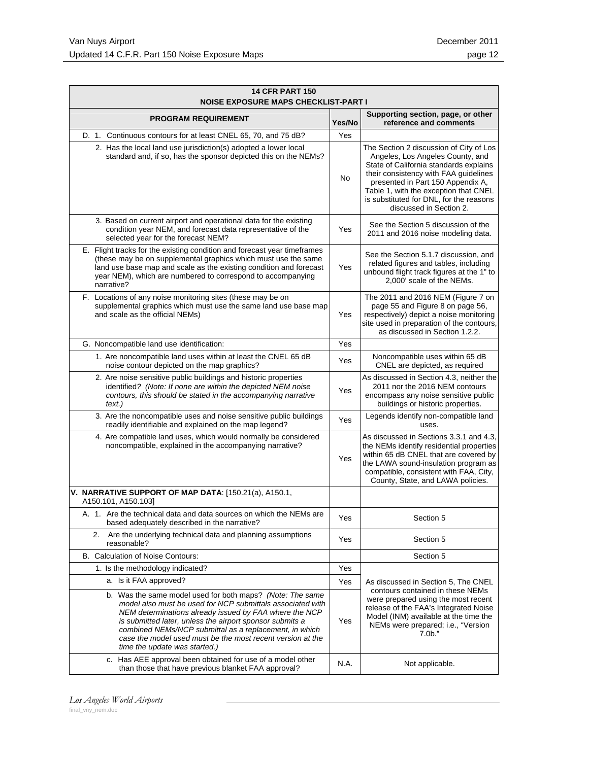| 14 CFR PART 150<br>NOISE EXPOSURE MAPS CHECKLIST-PART I | | |
|---|---|---|
| **PROGRAM REQUIREMENT** | **Yes/No** | **Supporting section, page, or other reference and comments** |
| D. 1. Continuous contours for at least CNEL 65, 70, and 75 dB? | Yes | |
| 2. Has the local land use jurisdiction(s) adopted a lower local standard and, if so, has the sponsor depicted this on the NEMs? | No | The Section 2 discussion of City of Los Angeles, Los Angeles County, and State of California standards explains their consistency with FAA guidelines presented in Part 150 Appendix A, Table 1, with the exception that CNEL is substituted for DNL, for the reasons discussed in Section 2. |
| 3. Based on current airport and operational data for the existing condition year NEM, and forecast data representative of the selected year for the forecast NEM? | Yes | See the Section 5 discussion of the 2011 and 2016 noise modeling data. |
| E. Flight tracks for the existing condition and forecast year timeframes (these may be on supplemental graphics which must use the same land use base map and scale as the existing condition and forecast year NEM), which are numbered to correspond to accompanying narrative? | Yes | See the Section 5.1.7 discussion, and related figures and tables, including unbound flight track figures at the 1" to 2,000' scale of the NEMs. |
| F. Locations of any noise monitoring sites (these may be on supplemental graphics which must use the same land use base map and scale as the official NEMs) | Yes | The 2011 and 2016 NEM (Figure 7 on page 55 and Figure 8 on page 56, respectively) depict a noise monitoring site used in preparation of the contours, as discussed in Section 1.2.2. |
| G. Noncompatible land use identification: | Yes | |
| 1. Are noncompatible land uses within at least the CNEL 65 dB noise contour depicted on the map graphics? | Yes | Noncompatible uses within 65 dB CNEL are depicted, as required |
| 2. Are noise sensitive public buildings and historic properties identified? *(Note: If none are within the depicted NEM noise contours, this should be stated in the accompanying narrative text.)* | Yes | As discussed in Section 4.3, neither the 2011 nor the 2016 NEM contours encompass any noise sensitive public buildings or historic properties. |
| 3. Are the noncompatible uses and noise sensitive public buildings readily identifiable and explained on the map legend? | Yes | Legends identify non-compatible land uses. |
| 4. Are compatible land uses, which would normally be considered noncompatible, explained in the accompanying narrative? | Yes | As discussed in Sections 3.3.1 and 4.3, the NEMs identify residential properties within 65 dB CNEL that are covered by the LAWA sound-insulation program as compatible, consistent with FAA, City, County, State, and LAWA policies. |
| **V. NARRATIVE SUPPORT OF MAP DATA**: [150.21(a), A150.1, A150.101, A150.103] | | |
| A. 1. Are the technical data and data sources on which the NEMs are based adequately described in the narrative? | Yes | Section 5 |
| 2. Are the underlying technical data and planning assumptions reasonable? | Yes | Section 5 |
| B. Calculation of Noise Contours: | | Section 5 |
| 1. Is the methodology indicated? | Yes | As discussed in Section 5, The CNEL contours contained in these NEMs were prepared using the most recent release of the FAA's Integrated Noise Model (INM) available at the time the NEMs were prepared; i.e., "Version 7.0b." |
| a. Is it FAA approved? | Yes | |
| b. Was the same model used for both maps? *(Note: The same model also must be used for NCP submittals associated with NEM determinations already issued by FAA where the NCP is submitted later, unless the airport sponsor submits a combined NEMs/NCP submittal as a replacement, in which case the model used must be the most recent version at the time the update was started.)* | Yes | |
| c. Has AEE approval been obtained for use of a model other than those that have previous blanket FAA approval? | N.A. | Not applicable. |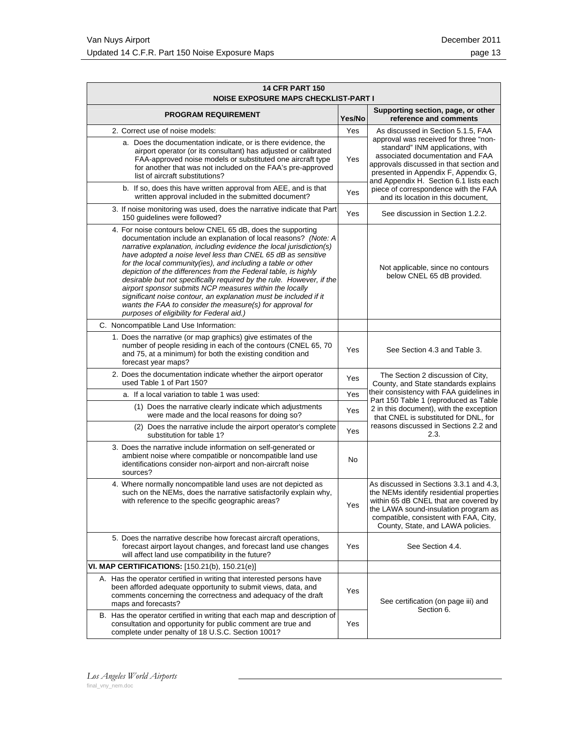| 14 CFR PART 150 NOISE EXPOSURE MAPS CHECKLIST-PART I | | |
|---|---|---|
| **PROGRAM REQUIREMENT** | **Yes/No** | **Supporting section, page, or other reference and comments** |
| 2. Correct use of noise models: | Yes | As discussed in Section 5.1.5, FAA approval was received for three "non-standard" INM applications, with associated documentation and FAA approvals discussed in that section and presented in Appendix F, Appendix G, and Appendix H. Section 6.1 lists each piece of correspondence with the FAA and its location in this document, |
| a. Does the documentation indicate, or is there evidence, the airport operator (or its consultant) has adjusted or calibrated FAA-approved noise models or substituted one aircraft type for another that was not included on the FAA's pre-approved list of aircraft substitutions? | Yes | |
| b. If so, does this have written approval from AEE, and is that written approval included in the submitted document? | Yes | |
| 3. If noise monitoring was used, does the narrative indicate that Part 150 guidelines were followed? | Yes | See discussion in Section 1.2.2. |
| 4. For noise contours below CNEL 65 dB, does the supporting documentation include an explanation of local reasons? *(Note: A narrative explanation, including evidence the local jurisdiction(s) have adopted a noise level less than CNEL 65 dB as sensitive for the local community(ies), and including a table or other depiction of the differences from the Federal table, is highly desirable but not specifically required by the rule. However, if the airport sponsor submits NCP measures within the locally significant noise contour, an explanation must be included if it wants the FAA to consider the measure(s) for approval for purposes of eligibility for Federal aid.)* | | Not applicable, since no contours below CNEL 65 dB provided. |
| C. Noncompatible Land Use Information: | | |
| 1. Does the narrative (or map graphics) give estimates of the number of people residing in each of the contours (CNEL 65, 70 and 75, at a minimum) for both the existing condition and forecast year maps? | Yes | See Section 4.3 and Table 3. |
| 2. Does the documentation indicate whether the airport operator used Table 1 of Part 150? | Yes | The Section 2 discussion of City, County, and State standards explains their consistency with FAA guidelines in Part 150 Table 1 (reproduced as Table 2 in this document), with the exception that CNEL is substituted for DNL, for reasons discussed in Sections 2.2 and 2.3. |
| a. If a local variation to table 1 was used: | Yes | |
| (1) Does the narrative clearly indicate which adjustments were made and the local reasons for doing so? | Yes | |
| (2) Does the narrative include the airport operator's complete substitution for table 1? | Yes | |
| 3. Does the narrative include information on self-generated or ambient noise where compatible or noncompatible land use identifications consider non-airport and non-aircraft noise sources? | No | |
| 4. Where normally noncompatible land uses are not depicted as such on the NEMs, does the narrative satisfactorily explain why, with reference to the specific geographic areas? | Yes | As discussed in Sections 3.3.1 and 4.3, the NEMs identify residential properties within 65 dB CNEL that are covered by the LAWA sound-insulation program as compatible, consistent with FAA, City, County, State, and LAWA policies. |
| 5. Does the narrative describe how forecast aircraft operations, forecast airport layout changes, and forecast land use changes will affect land use compatibility in the future? | Yes | See Section 4.4. |
| **VI. MAP CERTIFICATIONS:** [150.21(b), 150.21(e)] | | |
| A. Has the operator certified in writing that interested persons have been afforded adequate opportunity to submit views, data, and comments concerning the correctness and adequacy of the draft maps and forecasts? | Yes | See certification (on page iii) and Section 6. |
| B. Has the operator certified in writing that each map and description of consultation and opportunity for public comment are true and complete under penalty of 18 U.S.C. Section 1001? | Yes | |